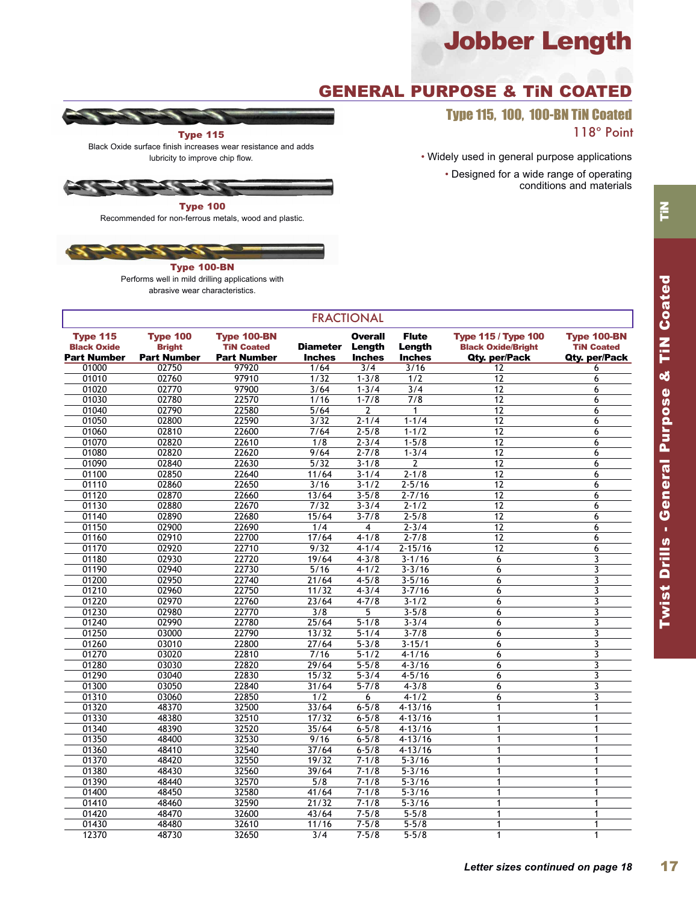# Jobber Length

## GENERAL PURPOSE & TiN COATED

### Type 115, 100, 100-BN TiN Coated

118° Point

**Type 115**

Black Oxide surface finish increases wear resistance and adds lubricity to improve chip flow.

**Type 100**

Recommended for non-ferrous metals, wood and plastic.

**Type 100-BN**

Performs well in mild drilling applications with abrasive wear characteristics.

- Widely used in general purpose applications
- Designed for a wide range of operating conditions and materials

Twist Drills - General Purpose & TiN Coated

### FRACTIONAL

| Type 115 Black Oxide Part Number | Type 100 Bright Part Number | Type 100-BN TiN Coated Part Number | Diameter Inches | Overall Length Inches | Flute Length Inches | Type 115 / Type 100 Black Oxide/Bright Qty. per/Pack | Type 100-BN TiN Coated Qty. per/Pack |
|---|---|---|---|---|---|---|---|
| 01000 | 02750 | 97920 | 1/64 | 3/4 | 3/16 | 12 | 6 |
| 01010 | 02760 | 97910 | 1/32 | 1-3/8 | 1/2 | 12 | 6 |
| 01020 | 02770 | 97900 | 3/64 | 1-3/4 | 3/4 | 12 | 6 |
| 01030 | 02780 | 22570 | 1/16 | 1-7/8 | 7/8 | 12 | 6 |
| 01040 | 02790 | 22580 | 5/64 | 2 | 1 | 12 | 6 |
| 01050 | 02800 | 22590 | 3/32 | 2-1/4 | 1-1/4 | 12 | 6 |
| 01060 | 02810 | 22600 | 7/64 | 2-5/8 | 1-1/2 | 12 | 6 |
| 01070 | 02820 | 22610 | 1/8 | 2-3/4 | 1-5/8 | 12 | 6 |
| 01080 | 02820 | 22620 | 9/64 | 2-7/8 | 1-3/4 | 12 | 6 |
| 01090 | 02840 | 22630 | 5/32 | 3-1/8 | 2 | 12 | 6 |
| 01100 | 02850 | 22640 | 11/64 | 3-1/4 | 2-1/8 | 12 | 6 |
| 01110 | 02860 | 22650 | 3/16 | 3-1/2 | 2-5/16 | 12 | 6 |
| 01120 | 02870 | 22660 | 13/64 | 3-5/8 | 2-7/16 | 12 | 6 |
| 01130 | 02880 | 22670 | 7/32 | 3-3/4 | 2-1/2 | 12 | 6 |
| 01140 | 02890 | 22680 | 15/64 | 3-7/8 | 2-5/8 | 12 | 6 |
| 01150 | 02900 | 22690 | 1/4 | 4 | 2-3/4 | 12 | 6 |
| 01160 | 02910 | 22700 | 17/64 | 4-1/8 | 2-7/8 | 12 | 6 |
| 01170 | 02920 | 22710 | 9/32 | 4-1/4 | 2-15/16 | 12 | 6 |
| 01180 | 02930 | 22720 | 19/64 | 4-3/8 | 3-1/16 | 6 | 3 |
| 01190 | 02940 | 22730 | 5/16 | 4-1/2 | 3-3/16 | 6 | 3 |
| 01200 | 02950 | 22740 | 21/64 | 4-5/8 | 3-5/16 | 6 | 3 |
| 01210 | 02960 | 22750 | 11/32 | 4-3/4 | 3-7/16 | 6 | 3 |
| 01220 | 02970 | 22760 | 23/64 | 4-7/8 | 3-1/2 | 6 | 3 |
| 01230 | 02980 | 22770 | 3/8 | 5 | 3-5/8 | 6 | 3 |
| 01240 | 02990 | 22780 | 25/64 | 5-1/8 | 3-3/4 | 6 | 3 |
| 01250 | 03000 | 22790 | 13/32 | 5-1/4 | 3-7/8 | 6 | 3 |
| 01260 | 03010 | 22800 | 27/64 | 5-3/8 | 3-15/1 | 6 | 3 |
| 01270 | 03020 | 22810 | 7/16 | 5-1/2 | 4-1/16 | 6 | 3 |
| 01280 | 03030 | 22820 | 29/64 | 5-5/8 | 4-3/16 | 6 | 3 |
| 01290 | 03040 | 22830 | 15/32 | 5-3/4 | 4-5/16 | 6 | 3 |
| 01300 | 03050 | 22840 | 31/64 | 5-7/8 | 4-3/8 | 6 | 3 |
| 01310 | 03060 | 22850 | 1/2 | 6 | 4-1/2 | 6 | 3 |
| 01320 | 48370 | 32500 | 33/64 | 6-5/8 | 4-13/16 | 1 | 1 |
| 01330 | 48380 | 32510 | 17/32 | 6-5/8 | 4-13/16 | 1 | 1 |
| 01340 | 48390 | 32520 | 35/64 | 6-5/8 | 4-13/16 | 1 | 1 |
| 01350 | 48400 | 32530 | 9/16 | 6-5/8 | 4-13/16 | 1 | 1 |
| 01360 | 48410 | 32540 | 37/64 | 6-5/8 | 4-13/16 | 1 | 1 |
| 01370 | 48420 | 32550 | 19/32 | 7-1/8 | 5-3/16 | 1 | 1 |
| 01380 | 48430 | 32560 | 39/64 | 7-1/8 | 5-3/16 | 1 | 1 |
| 01390 | 48440 | 32570 | 5/8 | 7-1/8 | 5-3/16 | 1 | 1 |
| 01400 | 48450 | 32580 | 41/64 | 7-1/8 | 5-3/16 | 1 | 1 |
| 01410 | 48460 | 32590 | 21/32 | 7-1/8 | 5-3/16 | 1 | 1 |
| 01420 | 48470 | 32600 | 43/64 | 7-5/8 | 5-5/8 | 1 | 1 |
| 01430 | 48480 | 32610 | 11/16 | 7-5/8 | 5-5/8 | 1 | 1 |
| 12370 | 48730 | 32650 | 3/4 | 7-5/8 | 5-5/8 | 1 | 1 |

***Letter sizes continued on page 18***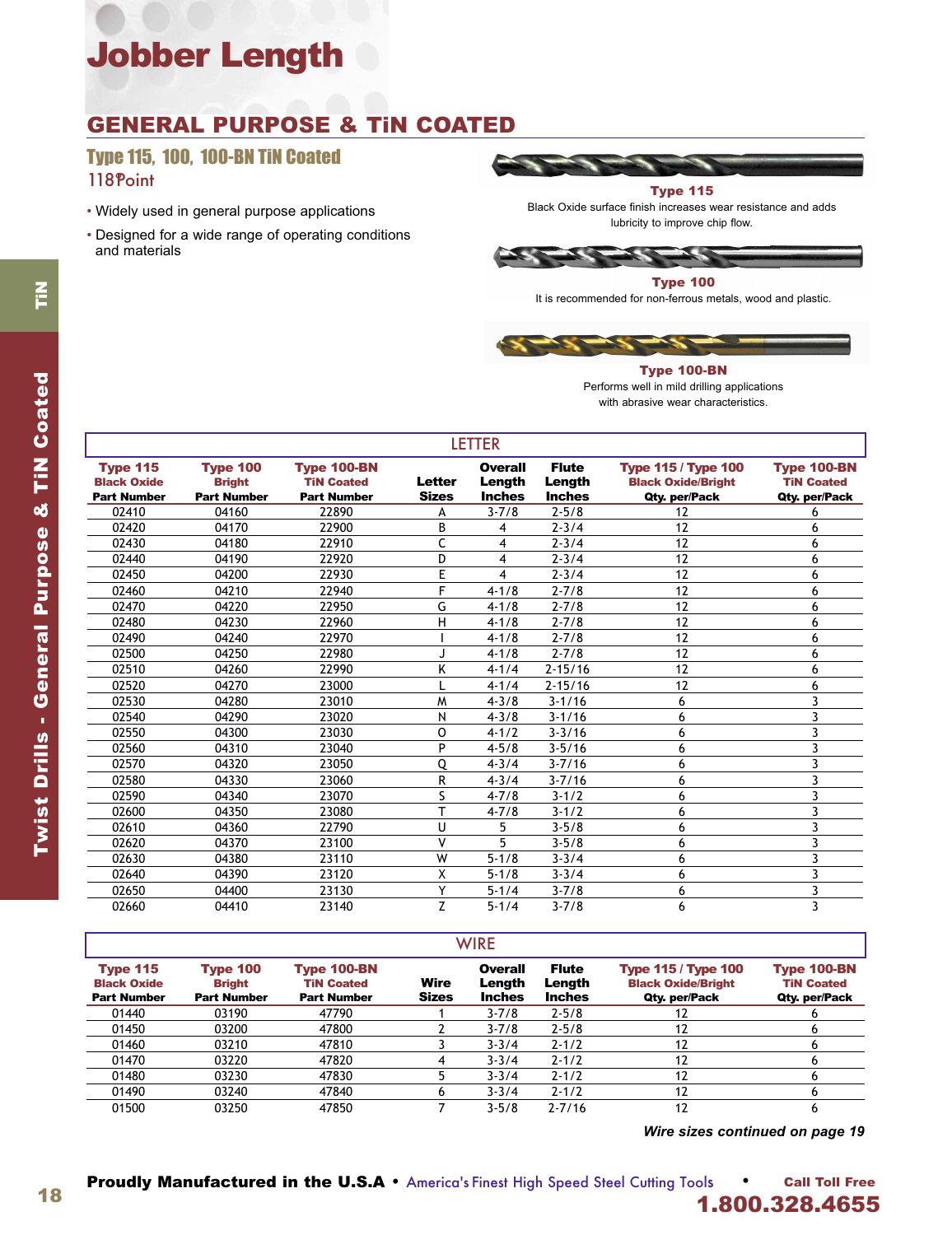# Jobber Length

## GENERAL PURPOSE & TiN COATED

### Type 115, 100, 100-BN TiN Coated

118° Point

- Widely used in general purpose applications
- Designed for a wide range of operating conditions and materials

**Type 115**
Black Oxide surface finish increases wear resistance and adds lubricity to improve chip flow.

**Type 100**
It is recommended for non-ferrous metals, wood and plastic.

**Type 100-BN**
Performs well in mild drilling applications with abrasive wear characteristics.

Twist Drills - General Purpose & TiN Coated

### LETTER

| Type 115 Black Oxide Part Number | Type 100 Bright Part Number | Type 100-BN TiN Coated Part Number | Letter Sizes | Overall Length Inches | Flute Length Inches | Type 115 / Type 100 Black Oxide/Bright Qty. per/Pack | Type 100-BN TiN Coated Qty. per/Pack |
|---|---|---|---|---|---|---|---|
| 02410 | 04160 | 22890 | A | 3-7/8 | 2-5/8 | 12 | 6 |
| 02420 | 04170 | 22900 | B | 4 | 2-3/4 | 12 | 6 |
| 02430 | 04180 | 22910 | C | 4 | 2-3/4 | 12 | 6 |
| 02440 | 04190 | 22920 | D | 4 | 2-3/4 | 12 | 6 |
| 02450 | 04200 | 22930 | E | 4 | 2-3/4 | 12 | 6 |
| 02460 | 04210 | 22940 | F | 4-1/8 | 2-7/8 | 12 | 6 |
| 02470 | 04220 | 22950 | G | 4-1/8 | 2-7/8 | 12 | 6 |
| 02480 | 04230 | 22960 | H | 4-1/8 | 2-7/8 | 12 | 6 |
| 02490 | 04240 | 22970 | I | 4-1/8 | 2-7/8 | 12 | 6 |
| 02500 | 04250 | 22980 | J | 4-1/8 | 2-7/8 | 12 | 6 |
| 02510 | 04260 | 22990 | K | 4-1/4 | 2-15/16 | 12 | 6 |
| 02520 | 04270 | 23000 | L | 4-1/4 | 2-15/16 | 12 | 6 |
| 02530 | 04280 | 23010 | M | 4-3/8 | 3-1/16 | 6 | 3 |
| 02540 | 04290 | 23020 | N | 4-3/8 | 3-1/16 | 6 | 3 |
| 02550 | 04300 | 23030 | O | 4-1/2 | 3-3/16 | 6 | 3 |
| 02560 | 04310 | 23040 | P | 4-5/8 | 3-5/16 | 6 | 3 |
| 02570 | 04320 | 23050 | Q | 4-3/4 | 3-7/16 | 6 | 3 |
| 02580 | 04330 | 23060 | R | 4-3/4 | 3-7/16 | 6 | 3 |
| 02590 | 04340 | 23070 | S | 4-7/8 | 3-1/2 | 6 | 3 |
| 02600 | 04350 | 23080 | T | 4-7/8 | 3-1/2 | 6 | 3 |
| 02610 | 04360 | 22790 | U | 5 | 3-5/8 | 6 | 3 |
| 02620 | 04370 | 23100 | V | 5 | 3-5/8 | 6 | 3 |
| 02630 | 04380 | 23110 | W | 5-1/8 | 3-3/4 | 6 | 3 |
| 02640 | 04390 | 23120 | X | 5-1/8 | 3-3/4 | 6 | 3 |
| 02650 | 04400 | 23130 | Y | 5-1/4 | 3-7/8 | 6 | 3 |
| 02660 | 04410 | 23140 | Z | 5-1/4 | 3-7/8 | 6 | 3 |

### WIRE

| Type 115 Black Oxide Part Number | Type 100 Bright Part Number | Type 100-BN TiN Coated Part Number | Wire Sizes | Overall Length Inches | Flute Length Inches | Type 115 / Type 100 Black Oxide/Bright Qty. per/Pack | Type 100-BN TiN Coated Qty. per/Pack |
|---|---|---|---|---|---|---|---|
| 01440 | 03190 | 47790 | 1 | 3-7/8 | 2-5/8 | 12 | 6 |
| 01450 | 03200 | 47800 | 2 | 3-7/8 | 2-5/8 | 12 | 6 |
| 01460 | 03210 | 47810 | 3 | 3-3/4 | 2-1/2 | 12 | 6 |
| 01470 | 03220 | 47820 | 4 | 3-3/4 | 2-1/2 | 12 | 6 |
| 01480 | 03230 | 47830 | 5 | 3-3/4 | 2-1/2 | 12 | 6 |
| 01490 | 03240 | 47840 | 6 | 3-3/4 | 2-1/2 | 12 | 6 |
| 01500 | 03250 | 47850 | 7 | 3-5/8 | 2-7/16 | 12 | 6 |

***Wire sizes continued on page 19***

**Proudly Manufactured in the U.S.A** • America's Finest High Speed Steel Cutting Tools • **Call Toll Free 1.800.328.4655**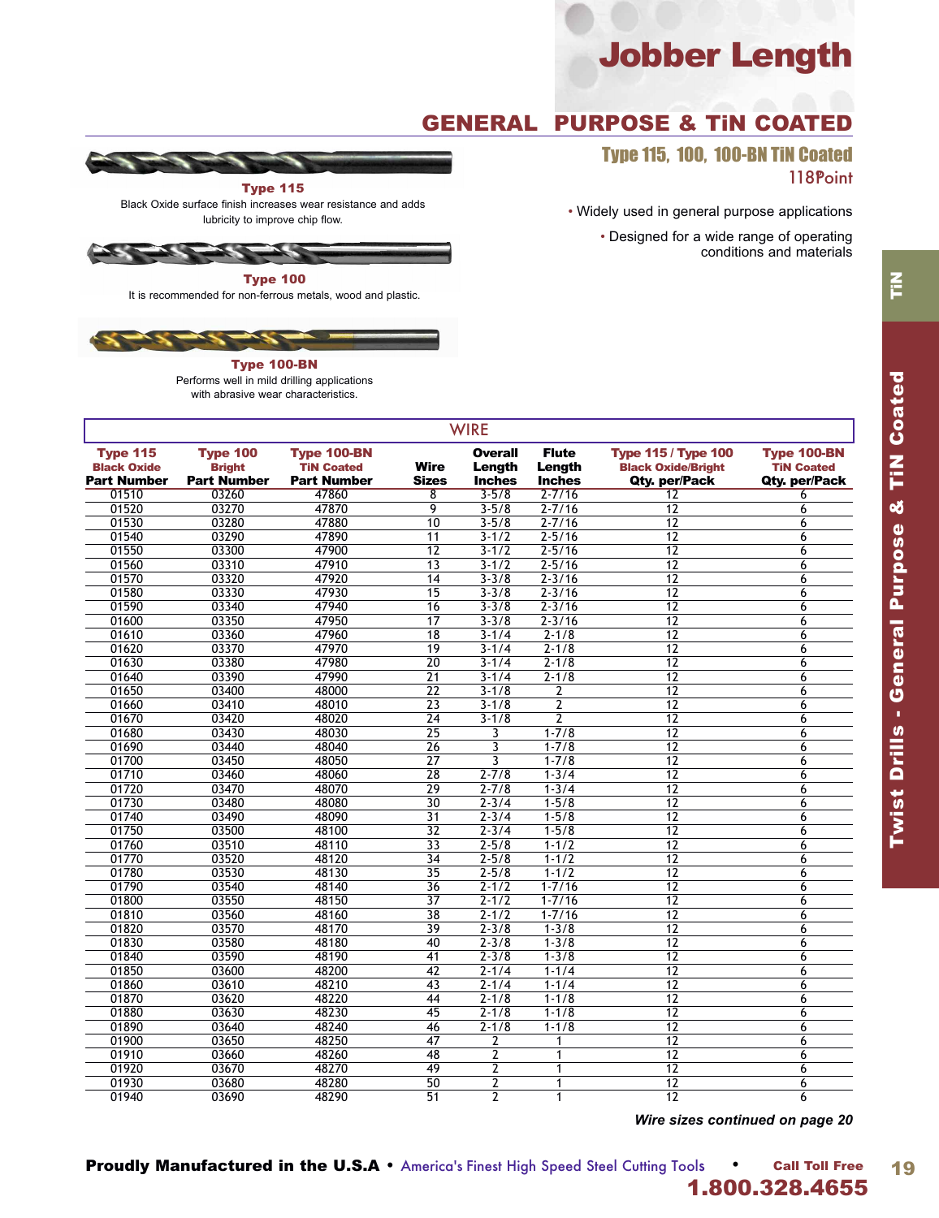# Jobber Length

## GENERAL PURPOSE & TiN COATED

### Type 115, 100, 100-BN TiN Coated

118° Point

- Widely used in general purpose applications
- Designed for a wide range of operating conditions and materials

**Type 115**

Black Oxide surface finish increases wear resistance and adds lubricity to improve chip flow.

**Type 100**

It is recommended for non-ferrous metals, wood and plastic.

**Type 100-BN**

Performs well in mild drilling applications with abrasive wear characteristics.

Twist Drills - General Purpose & TiN Coated

### WIRE

| Type 115 Black Oxide Part Number | Type 100 Bright Part Number | Type 100-BN TiN Coated Part Number | Wire Sizes | Overall Length Inches | Flute Length Inches | Type 115 / Type 100 Black Oxide/Bright Qty. per/Pack | Type 100-BN TiN Coated Qty. per/Pack |
|---|---|---|---|---|---|---|---|
| 01510 | 03260 | 47860 | 8 | 3-5/8 | 2-7/16 | 12 | 6 |
| 01520 | 03270 | 47870 | 9 | 3-5/8 | 2-7/16 | 12 | 6 |
| 01530 | 03280 | 47880 | 10 | 3-5/8 | 2-7/16 | 12 | 6 |
| 01540 | 03290 | 47890 | 11 | 3-1/2 | 2-5/16 | 12 | 6 |
| 01550 | 03300 | 47900 | 12 | 3-1/2 | 2-5/16 | 12 | 6 |
| 01560 | 03310 | 47910 | 13 | 3-1/2 | 2-5/16 | 12 | 6 |
| 01570 | 03320 | 47920 | 14 | 3-3/8 | 2-3/16 | 12 | 6 |
| 01580 | 03330 | 47930 | 15 | 3-3/8 | 2-3/16 | 12 | 6 |
| 01590 | 03340 | 47940 | 16 | 3-3/8 | 2-3/16 | 12 | 6 |
| 01600 | 03350 | 47950 | 17 | 3-3/8 | 2-3/16 | 12 | 6 |
| 01610 | 03360 | 47960 | 18 | 3-1/4 | 2-1/8 | 12 | 6 |
| 01620 | 03370 | 47970 | 19 | 3-1/4 | 2-1/8 | 12 | 6 |
| 01630 | 03380 | 47980 | 20 | 3-1/4 | 2-1/8 | 12 | 6 |
| 01640 | 03390 | 47990 | 21 | 3-1/4 | 2-1/8 | 12 | 6 |
| 01650 | 03400 | 48000 | 22 | 3-1/8 | 2 | 12 | 6 |
| 01660 | 03410 | 48010 | 23 | 3-1/8 | 2 | 12 | 6 |
| 01670 | 03420 | 48020 | 24 | 3-1/8 | 2 | 12 | 6 |
| 01680 | 03430 | 48030 | 25 | 3 | 1-7/8 | 12 | 6 |
| 01690 | 03440 | 48040 | 26 | 3 | 1-7/8 | 12 | 6 |
| 01700 | 03450 | 48050 | 27 | 3 | 1-7/8 | 12 | 6 |
| 01710 | 03460 | 48060 | 28 | 2-7/8 | 1-3/4 | 12 | 6 |
| 01720 | 03470 | 48070 | 29 | 2-7/8 | 1-3/4 | 12 | 6 |
| 01730 | 03480 | 48080 | 30 | 2-3/4 | 1-5/8 | 12 | 6 |
| 01740 | 03490 | 48090 | 31 | 2-3/4 | 1-5/8 | 12 | 6 |
| 01750 | 03500 | 48100 | 32 | 2-3/4 | 1-5/8 | 12 | 6 |
| 01760 | 03510 | 48110 | 33 | 2-5/8 | 1-1/2 | 12 | 6 |
| 01770 | 03520 | 48120 | 34 | 2-5/8 | 1-1/2 | 12 | 6 |
| 01780 | 03530 | 48130 | 35 | 2-5/8 | 1-1/2 | 12 | 6 |
| 01790 | 03540 | 48140 | 36 | 2-1/2 | 1-7/16 | 12 | 6 |
| 01800 | 03550 | 48150 | 37 | 2-1/2 | 1-7/16 | 12 | 6 |
| 01810 | 03560 | 48160 | 38 | 2-1/2 | 1-7/16 | 12 | 6 |
| 01820 | 03570 | 48170 | 39 | 2-3/8 | 1-3/8 | 12 | 6 |
| 01830 | 03580 | 48180 | 40 | 2-3/8 | 1-3/8 | 12 | 6 |
| 01840 | 03590 | 48190 | 41 | 2-3/8 | 1-3/8 | 12 | 6 |
| 01850 | 03600 | 48200 | 42 | 2-1/4 | 1-1/4 | 12 | 6 |
| 01860 | 03610 | 48210 | 43 | 2-1/4 | 1-1/4 | 12 | 6 |
| 01870 | 03620 | 48220 | 44 | 2-1/8 | 1-1/8 | 12 | 6 |
| 01880 | 03630 | 48230 | 45 | 2-1/8 | 1-1/8 | 12 | 6 |
| 01890 | 03640 | 48240 | 46 | 2-1/8 | 1-1/8 | 12 | 6 |
| 01900 | 03650 | 48250 | 47 | 2 | 1 | 12 | 6 |
| 01910 | 03660 | 48260 | 48 | 2 | 1 | 12 | 6 |
| 01920 | 03670 | 48270 | 49 | 2 | 1 | 12 | 6 |
| 01930 | 03680 | 48280 | 50 | 2 | 1 | 12 | 6 |
| 01940 | 03690 | 48290 | 51 | 2 | 1 | 12 | 6 |

*Wire sizes continued on page 20*

**Proudly Manufactured in the U.S.A** • America's Finest High Speed Steel Cutting Tools • **Call Toll Free 1.800.328.4655**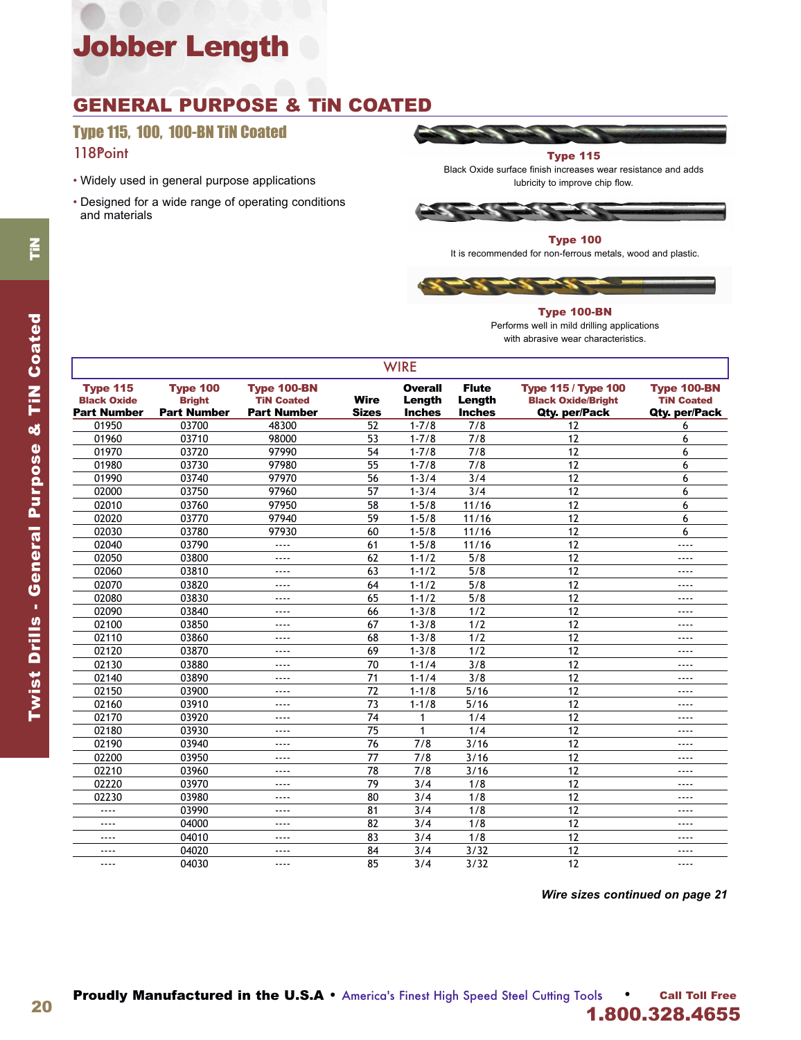# Jobber Length

## GENERAL PURPOSE & TiN COATED

### Type 115, 100, 100-BN TiN Coated

118°Point

- Widely used in general purpose applications
- Designed for a wide range of operating conditions and materials

**Type 115**
Black Oxide surface finish increases wear resistance and adds lubricity to improve chip flow.

**Type 100**
It is recommended for non-ferrous metals, wood and plastic.

**Type 100-BN**
Performs well in mild drilling applications with abrasive wear characteristics.

| WIRE | | | | | | | |
|---|---|---|---|---|---|---|---|
| Type 115 Black Oxide Part Number | Type 100 Bright Part Number | Type 100-BN TiN Coated Part Number | Wire Sizes | Overall Length Inches | Flute Length Inches | Type 115 / Type 100 Black Oxide/Bright Qty. per/Pack | Type 100-BN TiN Coated Qty. per/Pack |
| 01950 | 03700 | 48300 | 52 | 1-7/8 | 7/8 | 12 | 6 |
| 01960 | 03710 | 98000 | 53 | 1-7/8 | 7/8 | 12 | 6 |
| 01970 | 03720 | 97990 | 54 | 1-7/8 | 7/8 | 12 | 6 |
| 01980 | 03730 | 97980 | 55 | 1-7/8 | 7/8 | 12 | 6 |
| 01990 | 03740 | 97970 | 56 | 1-3/4 | 3/4 | 12 | 6 |
| 02000 | 03750 | 97960 | 57 | 1-3/4 | 3/4 | 12 | 6 |
| 02010 | 03760 | 97950 | 58 | 1-5/8 | 11/16 | 12 | 6 |
| 02020 | 03770 | 97940 | 59 | 1-5/8 | 11/16 | 12 | 6 |
| 02030 | 03780 | 97930 | 60 | 1-5/8 | 11/16 | 12 | 6 |
| 02040 | 03790 | ---- | 61 | 1-5/8 | 11/16 | 12 | ---- |
| 02050 | 03800 | ---- | 62 | 1-1/2 | 5/8 | 12 | ---- |
| 02060 | 03810 | ---- | 63 | 1-1/2 | 5/8 | 12 | ---- |
| 02070 | 03820 | ---- | 64 | 1-1/2 | 5/8 | 12 | ---- |
| 02080 | 03830 | ---- | 65 | 1-1/2 | 5/8 | 12 | ---- |
| 02090 | 03840 | ---- | 66 | 1-3/8 | 1/2 | 12 | ---- |
| 02100 | 03850 | ---- | 67 | 1-3/8 | 1/2 | 12 | ---- |
| 02110 | 03860 | ---- | 68 | 1-3/8 | 1/2 | 12 | ---- |
| 02120 | 03870 | ---- | 69 | 1-3/8 | 1/2 | 12 | ---- |
| 02130 | 03880 | ---- | 70 | 1-1/4 | 3/8 | 12 | ---- |
| 02140 | 03890 | ---- | 71 | 1-1/4 | 3/8 | 12 | ---- |
| 02150 | 03900 | ---- | 72 | 1-1/8 | 5/16 | 12 | ---- |
| 02160 | 03910 | ---- | 73 | 1-1/8 | 5/16 | 12 | ---- |
| 02170 | 03920 | ---- | 74 | 1 | 1/4 | 12 | ---- |
| 02180 | 03930 | ---- | 75 | 1 | 1/4 | 12 | ---- |
| 02190 | 03940 | ---- | 76 | 7/8 | 3/16 | 12 | ---- |
| 02200 | 03950 | ---- | 77 | 7/8 | 3/16 | 12 | ---- |
| 02210 | 03960 | ---- | 78 | 7/8 | 3/16 | 12 | ---- |
| 02220 | 03970 | ---- | 79 | 3/4 | 1/8 | 12 | ---- |
| 02230 | 03980 | ---- | 80 | 3/4 | 1/8 | 12 | ---- |
| ---- | 03990 | ---- | 81 | 3/4 | 1/8 | 12 | ---- |
| ---- | 04000 | ---- | 82 | 3/4 | 1/8 | 12 | ---- |
| ---- | 04010 | ---- | 83 | 3/4 | 1/8 | 12 | ---- |
| ---- | 04020 | ---- | 84 | 3/4 | 3/32 | 12 | ---- |
| ---- | 04030 | ---- | 85 | 3/4 | 3/32 | 12 | ---- |

***Wire sizes continued on page 21***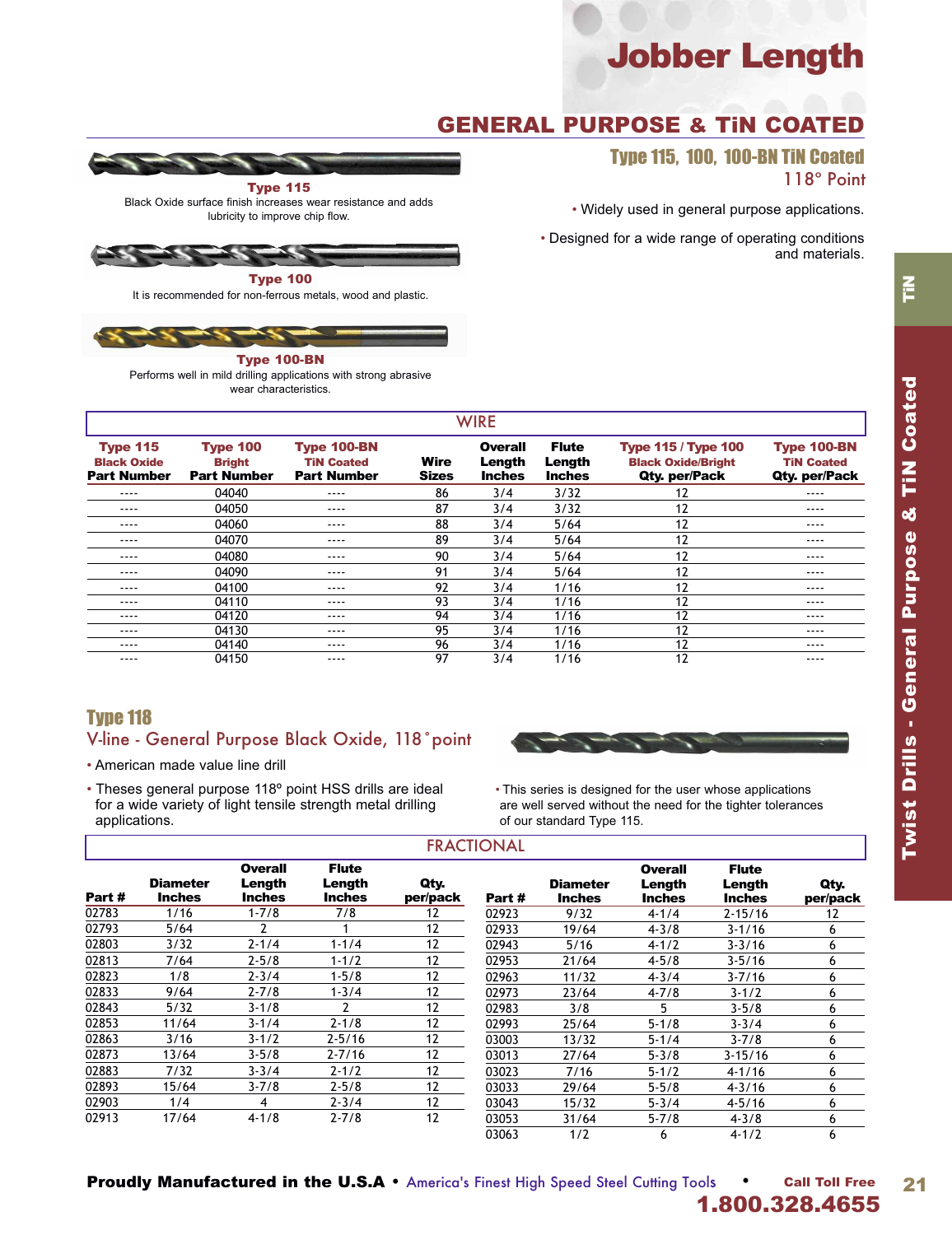# Jobber Length

## GENERAL PURPOSE & TiN COATED

**Type 115**
Black Oxide surface finish increases wear resistance and adds lubricity to improve chip flow.

**Type 100**
It is recommended for non-ferrous metals, wood and plastic.

**Type 100-BN**
Performs well in mild drilling applications with strong abrasive wear characteristics.

### Type 115, 100, 100-BN TiN Coated
118° Point

- Widely used in general purpose applications.
- Designed for a wide range of operating conditions and materials.

WIRE

| Type 115 Black Oxide Part Number | Type 100 Bright Part Number | Type 100-BN TiN Coated Part Number | Wire Sizes | Overall Length Inches | Flute Length Inches | Type 115 / Type 100 Black Oxide/Bright Qty. per/Pack | Type 100-BN TiN Coated Qty. per/Pack |
|---|---|---|---|---|---|---|---|
| ---- | 04040 | ---- | 86 | 3/4 | 3/32 | 12 | ---- |
| ---- | 04050 | ---- | 87 | 3/4 | 3/32 | 12 | ---- |
| ---- | 04060 | ---- | 88 | 3/4 | 5/64 | 12 | ---- |
| ---- | 04070 | ---- | 89 | 3/4 | 5/64 | 12 | ---- |
| ---- | 04080 | ---- | 90 | 3/4 | 5/64 | 12 | ---- |
| ---- | 04090 | ---- | 91 | 3/4 | 5/64 | 12 | ---- |
| ---- | 04100 | ---- | 92 | 3/4 | 1/16 | 12 | ---- |
| ---- | 04110 | ---- | 93 | 3/4 | 1/16 | 12 | ---- |
| ---- | 04120 | ---- | 94 | 3/4 | 1/16 | 12 | ---- |
| ---- | 04130 | ---- | 95 | 3/4 | 1/16 | 12 | ---- |
| ---- | 04140 | ---- | 96 | 3/4 | 1/16 | 12 | ---- |
| ---- | 04150 | ---- | 97 | 3/4 | 1/16 | 12 | ---- |

### Type 118
V-line - General Purpose Black Oxide, 118˚point

- American made value line drill
- Theses general purpose 118º point HSS drills are ideal for a wide variety of light tensile strength metal drilling applications.
- This series is designed for the user whose applications are well served without the need for the tighter tolerances of our standard Type 115.

FRACTIONAL

| Part # | Diameter Inches | Overall Length Inches | Flute Length Inches | Qty. per/pack |
|---|---|---|---|---|
| 02783 | 1/16 | 1-7/8 | 7/8 | 12 |
| 02793 | 5/64 | 2 | 1 | 12 |
| 02803 | 3/32 | 2-1/4 | 1-1/4 | 12 |
| 02813 | 7/64 | 2-5/8 | 1-1/2 | 12 |
| 02823 | 1/8 | 2-3/4 | 1-5/8 | 12 |
| 02833 | 9/64 | 2-7/8 | 1-3/4 | 12 |
| 02843 | 5/32 | 3-1/8 | 2 | 12 |
| 02853 | 11/64 | 3-1/4 | 2-1/8 | 12 |
| 02863 | 3/16 | 3-1/2 | 2-5/16 | 12 |
| 02873 | 13/64 | 3-5/8 | 2-7/16 | 12 |
| 02883 | 7/32 | 3-3/4 | 2-1/2 | 12 |
| 02893 | 15/64 | 3-7/8 | 2-5/8 | 12 |
| 02903 | 1/4 | 4 | 2-3/4 | 12 |
| 02913 | 17/64 | 4-1/8 | 2-7/8 | 12 |
| 02923 | 9/32 | 4-1/4 | 2-15/16 | 12 |
| 02933 | 19/64 | 4-3/8 | 3-1/16 | 6 |
| 02943 | 5/16 | 4-1/2 | 3-3/16 | 6 |
| 02953 | 21/64 | 4-5/8 | 3-5/16 | 6 |
| 02963 | 11/32 | 4-3/4 | 3-7/16 | 6 |
| 02973 | 23/64 | 4-7/8 | 3-1/2 | 6 |
| 02983 | 3/8 | 5 | 3-5/8 | 6 |
| 02993 | 25/64 | 5-1/8 | 3-3/4 | 6 |
| 03003 | 13/32 | 5-1/4 | 3-7/8 | 6 |
| 03013 | 27/64 | 5-3/8 | 3-15/16 | 6 |
| 03023 | 7/16 | 5-1/2 | 4-1/16 | 6 |
| 03033 | 29/64 | 5-5/8 | 4-3/16 | 6 |
| 03043 | 15/32 | 5-3/4 | 4-5/16 | 6 |
| 03053 | 31/64 | 5-7/8 | 4-3/8 | 6 |
| 03063 | 1/2 | 6 | 4-1/2 | 6 |

**Proudly Manufactured in the U.S.A** • America's Finest High Speed Steel Cutting Tools • Call Toll Free **1.800.328.4655**